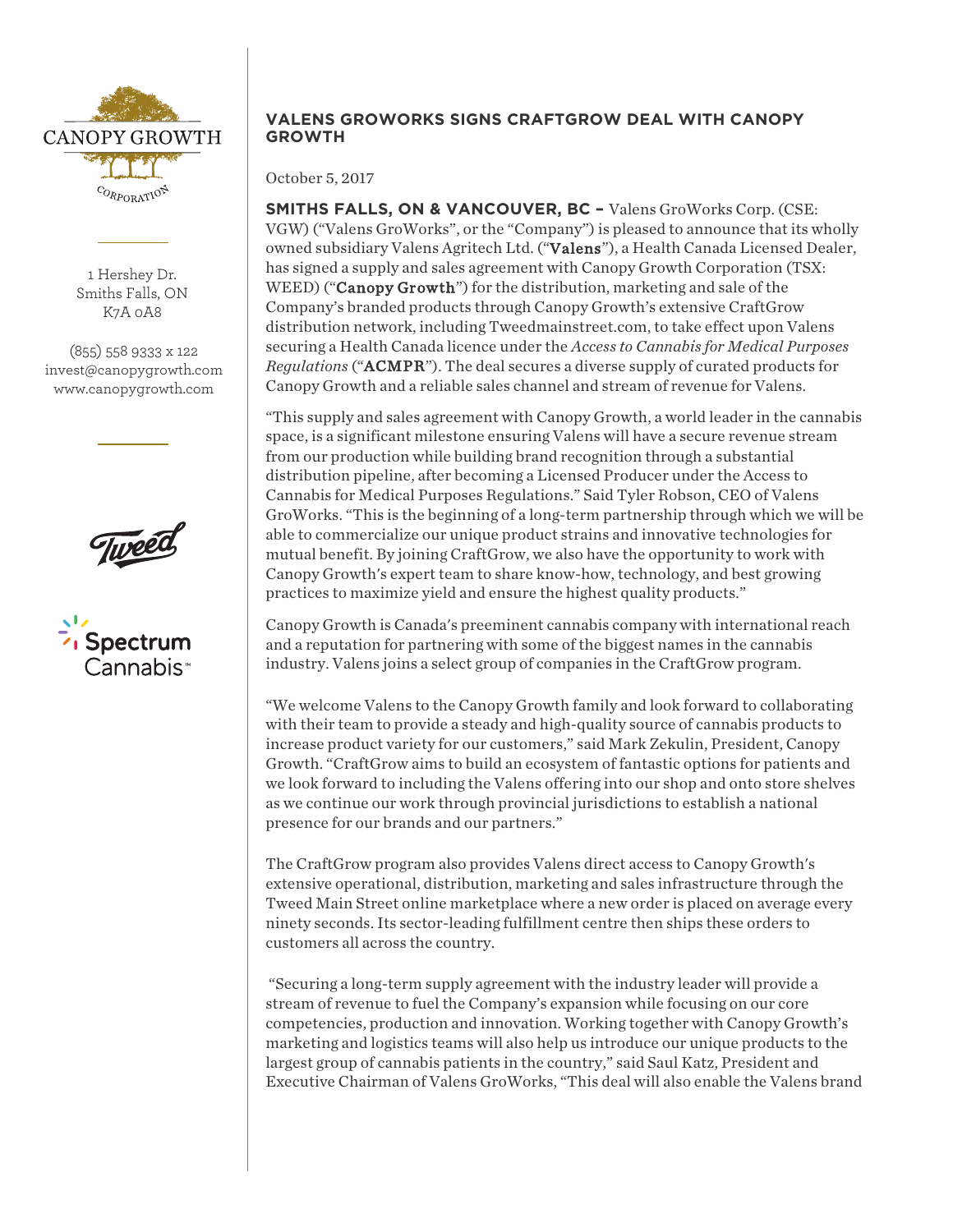CANOPY GROWTH CORPORATION

1 Hershey Dr.
Smiths Falls, ON
K7A 0A8

(855) 558 9333 x 122
invest@canopygrowth.com
www.canopygrowth.com

## VALENS GROWORKS SIGNS CRAFTGROW DEAL WITH CANOPY GROWTH

October 5, 2017

**SMITHS FALLS, ON & VANCOUVER, BC –** Valens GroWorks Corp. (CSE: VGW) ("Valens GroWorks", or the "Company") is pleased to announce that its wholly owned subsidiary Valens Agritech Ltd. ("**Valens**"), a Health Canada Licensed Dealer, has signed a supply and sales agreement with Canopy Growth Corporation (TSX: WEED) ("**Canopy Growth**") for the distribution, marketing and sale of the Company's branded products through Canopy Growth's extensive CraftGrow distribution network, including Tweedmainstreet.com, to take effect upon Valens securing a Health Canada licence under the *Access to Cannabis for Medical Purposes Regulations* ("**ACMPR**"). The deal secures a diverse supply of curated products for Canopy Growth and a reliable sales channel and stream of revenue for Valens.

"This supply and sales agreement with Canopy Growth, a world leader in the cannabis space, is a significant milestone ensuring Valens will have a secure revenue stream from our production while building brand recognition through a substantial distribution pipeline, after becoming a Licensed Producer under the Access to Cannabis for Medical Purposes Regulations." Said Tyler Robson, CEO of Valens GroWorks. "This is the beginning of a long-term partnership through which we will be able to commercialize our unique product strains and innovative technologies for mutual benefit. By joining CraftGrow, we also have the opportunity to work with Canopy Growth's expert team to share know-how, technology, and best growing practices to maximize yield and ensure the highest quality products."

Canopy Growth is Canada's preeminent cannabis company with international reach and a reputation for partnering with some of the biggest names in the cannabis industry. Valens joins a select group of companies in the CraftGrow program.

"We welcome Valens to the Canopy Growth family and look forward to collaborating with their team to provide a steady and high-quality source of cannabis products to increase product variety for our customers," said Mark Zekulin, President, Canopy Growth. "CraftGrow aims to build an ecosystem of fantastic options for patients and we look forward to including the Valens offering into our shop and onto store shelves as we continue our work through provincial jurisdictions to establish a national presence for our brands and our partners."

The CraftGrow program also provides Valens direct access to Canopy Growth's extensive operational, distribution, marketing and sales infrastructure through the Tweed Main Street online marketplace where a new order is placed on average every ninety seconds. Its sector-leading fulfillment centre then ships these orders to customers all across the country.

"Securing a long-term supply agreement with the industry leader will provide a stream of revenue to fuel the Company's expansion while focusing on our core competencies, production and innovation. Working together with Canopy Growth's marketing and logistics teams will also help us introduce our unique products to the largest group of cannabis patients in the country," said Saul Katz, President and Executive Chairman of Valens GroWorks, "This deal will also enable the Valens brand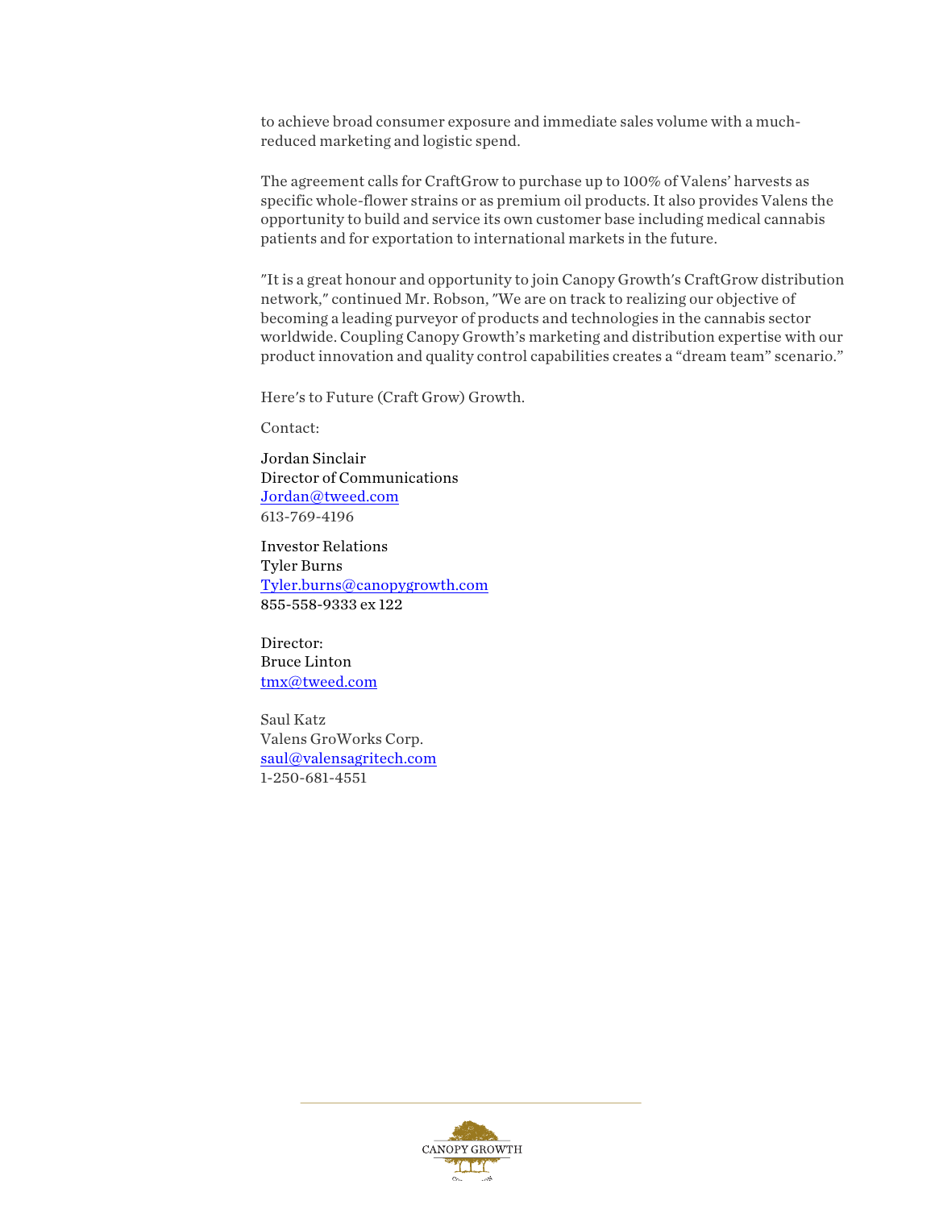to achieve broad consumer exposure and immediate sales volume with a much-reduced marketing and logistic spend.

The agreement calls for CraftGrow to purchase up to 100% of Valens' harvests as specific whole-flower strains or as premium oil products. It also provides Valens the opportunity to build and service its own customer base including medical cannabis patients and for exportation to international markets in the future.

"It is a great honour and opportunity to join Canopy Growth's CraftGrow distribution network," continued Mr. Robson, "We are on track to realizing our objective of becoming a leading purveyor of products and technologies in the cannabis sector worldwide. Coupling Canopy Growth's marketing and distribution expertise with our product innovation and quality control capabilities creates a "dream team" scenario."

Here's to Future (Craft Grow) Growth.

Contact:

Jordan Sinclair
Director of Communications
Jordan@tweed.com
613-769-4196

Investor Relations
Tyler Burns
Tyler.burns@canopygrowth.com
855-558-9333 ex 122

Director:
Bruce Linton
tmx@tweed.com

Saul Katz
Valens GroWorks Corp.
saul@valensagritech.com
1-250-681-4551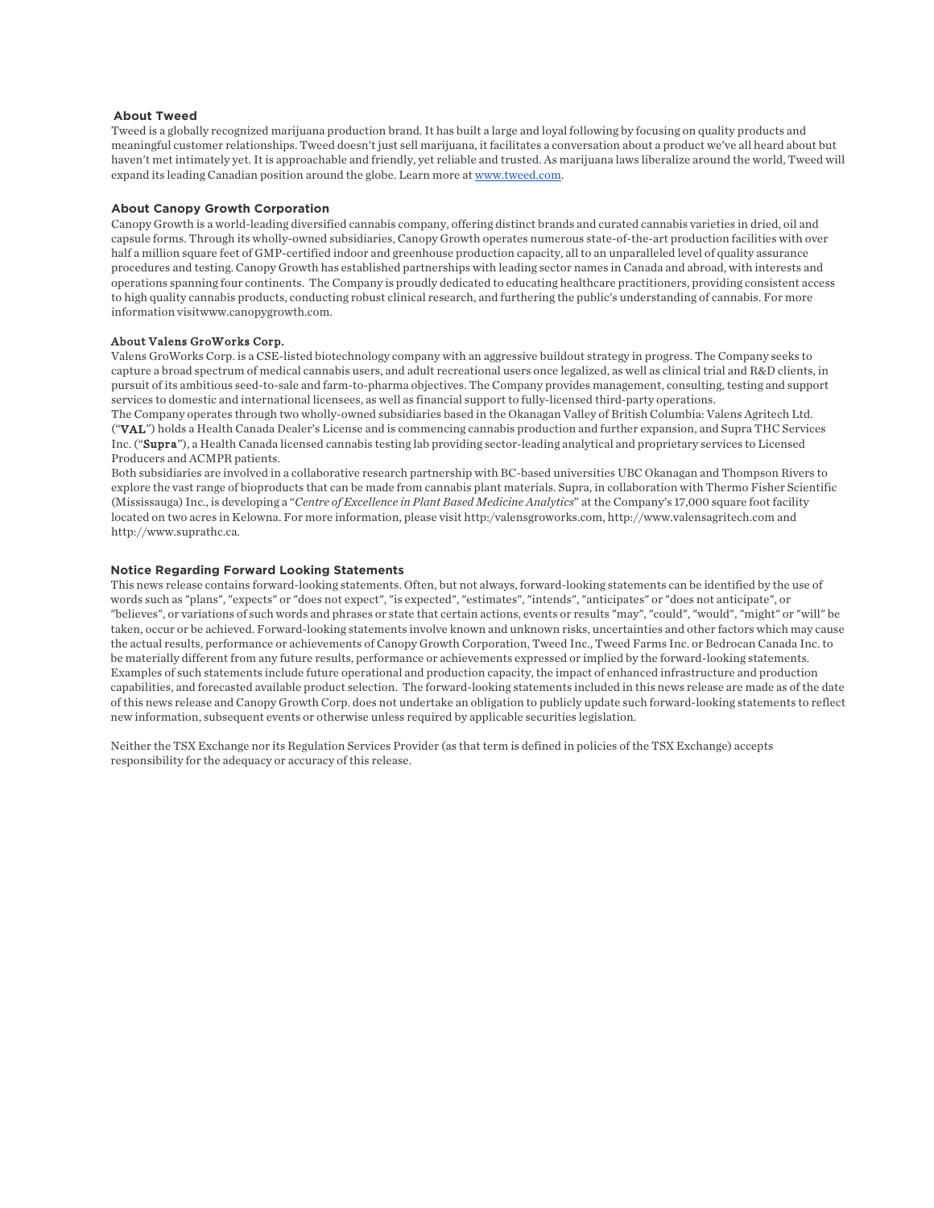### About Tweed

Tweed is a globally recognized marijuana production brand. It has built a large and loyal following by focusing on quality products and meaningful customer relationships. Tweed doesn't just sell marijuana, it facilitates a conversation about a product we've all heard about but haven't met intimately yet. It is approachable and friendly, yet reliable and trusted. As marijuana laws liberalize around the world, Tweed will expand its leading Canadian position around the globe. Learn more at [www.tweed.com](www.tweed.com).

### About Canopy Growth Corporation

Canopy Growth is a world-leading diversified cannabis company, offering distinct brands and curated cannabis varieties in dried, oil and capsule forms. Through its wholly-owned subsidiaries, Canopy Growth operates numerous state-of-the-art production facilities with over half a million square feet of GMP-certified indoor and greenhouse production capacity, all to an unparalleled level of quality assurance procedures and testing. Canopy Growth has established partnerships with leading sector names in Canada and abroad, with interests and operations spanning four continents. The Company is proudly dedicated to educating healthcare practitioners, providing consistent access to high quality cannabis products, conducting robust clinical research, and furthering the public's understanding of cannabis. For more information visitwww.canopygrowth.com.

### About Valens GroWorks Corp.

Valens GroWorks Corp. is a CSE-listed biotechnology company with an aggressive buildout strategy in progress. The Company seeks to capture a broad spectrum of medical cannabis users, and adult recreational users once legalized, as well as clinical trial and R&D clients, in pursuit of its ambitious seed-to-sale and farm-to-pharma objectives. The Company provides management, consulting, testing and support services to domestic and international licensees, as well as financial support to fully-licensed third-party operations.

The Company operates through two wholly-owned subsidiaries based in the Okanagan Valley of British Columbia: Valens Agritech Ltd. ("**VAL**") holds a Health Canada Dealer's License and is commencing cannabis production and further expansion, and Supra THC Services Inc. ("**Supra**"), a Health Canada licensed cannabis testing lab providing sector-leading analytical and proprietary services to Licensed Producers and ACMPR patients.

Both subsidiaries are involved in a collaborative research partnership with BC-based universities UBC Okanagan and Thompson Rivers to explore the vast range of bioproducts that can be made from cannabis plant materials. Supra, in collaboration with Thermo Fisher Scientific (Mississauga) Inc., is developing a "*Centre of Excellence in Plant Based Medicine Analytics*" at the Company's 17,000 square foot facility located on two acres in Kelowna. For more information, please visit http:/valensgroworks.com, http://www.valensagritech.com and http://www.suprathc.ca.

### Notice Regarding Forward Looking Statements

This news release contains forward-looking statements. Often, but not always, forward-looking statements can be identified by the use of words such as "plans", "expects" or "does not expect", "is expected", "estimates", "intends", "anticipates" or "does not anticipate", or "believes", or variations of such words and phrases or state that certain actions, events or results "may", "could", "would", "might" or "will" be taken, occur or be achieved. Forward-looking statements involve known and unknown risks, uncertainties and other factors which may cause the actual results, performance or achievements of Canopy Growth Corporation, Tweed Inc., Tweed Farms Inc. or Bedrocan Canada Inc. to be materially different from any future results, performance or achievements expressed or implied by the forward-looking statements. Examples of such statements include future operational and production capacity, the impact of enhanced infrastructure and production capabilities, and forecasted available product selection. The forward-looking statements included in this news release are made as of the date of this news release and Canopy Growth Corp. does not undertake an obligation to publicly update such forward-looking statements to reflect new information, subsequent events or otherwise unless required by applicable securities legislation.

Neither the TSX Exchange nor its Regulation Services Provider (as that term is defined in policies of the TSX Exchange) accepts responsibility for the adequacy or accuracy of this release.